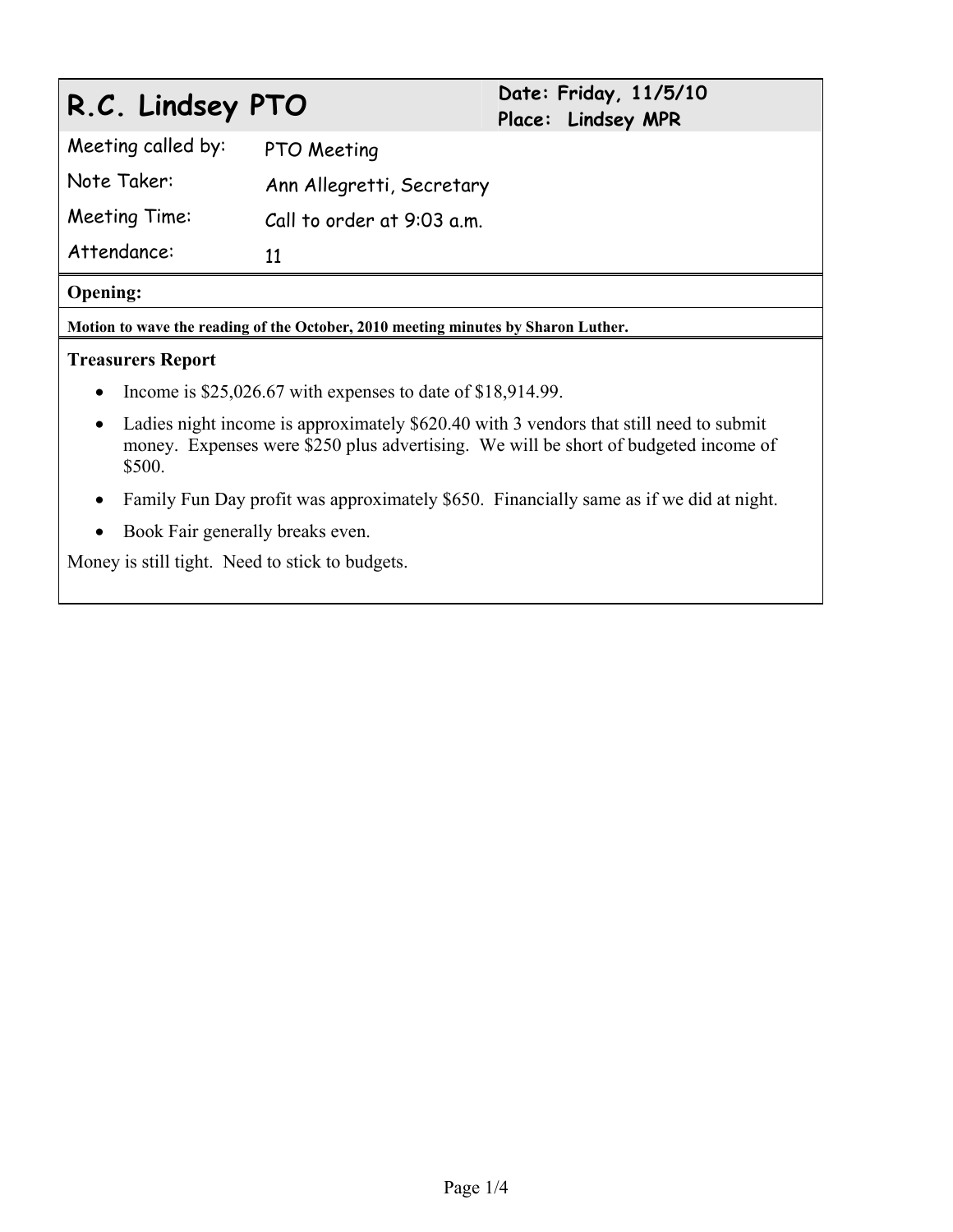# R.C. Lindsey PTO

**Date: Friday, 11/5/10**
**Place: Lindsey MPR**

| | |
|---|---|
| Meeting called by: | PTO Meeting |
| Note Taker: | Ann Allegretti, Secretary |
| Meeting Time: | Call to order at 9:03 a.m. |
| Attendance: | 11 |

## Opening:

**Motion to wave the reading of the October, 2010 meeting minutes by Sharon Luther.**

## Treasurers Report

- Income is $25,026.67 with expenses to date of $18,914.99.
- Ladies night income is approximately $620.40 with 3 vendors that still need to submit money. Expenses were $250 plus advertising. We will be short of budgeted income of $500.
- Family Fun Day profit was approximately $650. Financially same as if we did at night.
- Book Fair generally breaks even.

Money is still tight. Need to stick to budgets.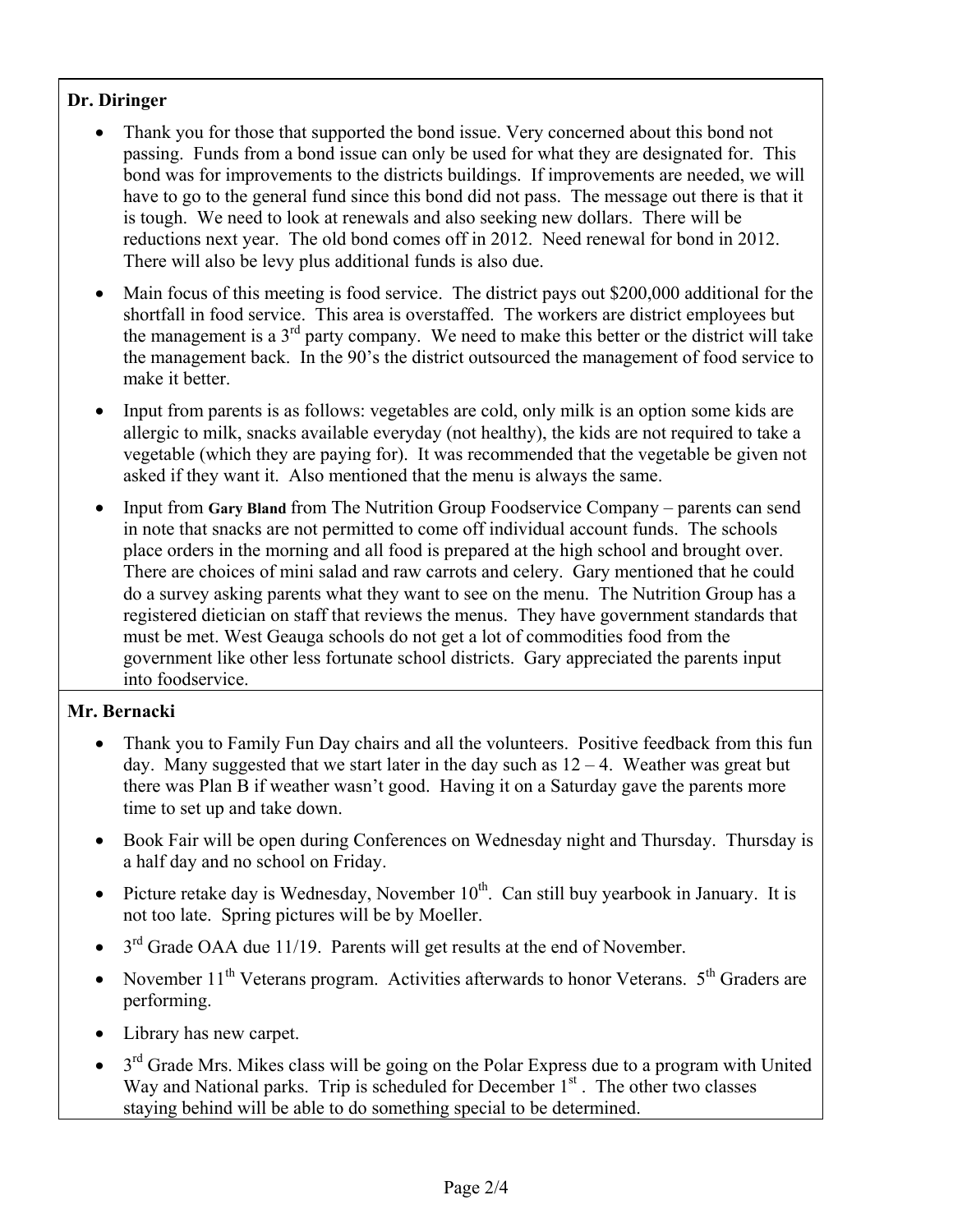**Dr. Diringer**

- Thank you for those that supported the bond issue. Very concerned about this bond not passing. Funds from a bond issue can only be used for what they are designated for. This bond was for improvements to the districts buildings. If improvements are needed, we will have to go to the general fund since this bond did not pass. The message out there is that it is tough. We need to look at renewals and also seeking new dollars. There will be reductions next year. The old bond comes off in 2012. Need renewal for bond in 2012. There will also be levy plus additional funds is also due.
- Main focus of this meeting is food service. The district pays out $200,000 additional for the shortfall in food service. This area is overstaffed. The workers are district employees but the management is a 3rd party company. We need to make this better or the district will take the management back. In the 90's the district outsourced the management of food service to make it better.
- Input from parents is as follows: vegetables are cold, only milk is an option some kids are allergic to milk, snacks available everyday (not healthy), the kids are not required to take a vegetable (which they are paying for). It was recommended that the vegetable be given not asked if they want it. Also mentioned that the menu is always the same.
- Input from **Gary Bland** from The Nutrition Group Foodservice Company – parents can send in note that snacks are not permitted to come off individual account funds. The schools place orders in the morning and all food is prepared at the high school and brought over. There are choices of mini salad and raw carrots and celery. Gary mentioned that he could do a survey asking parents what they want to see on the menu. The Nutrition Group has a registered dietician on staff that reviews the menus. They have government standards that must be met. West Geauga schools do not get a lot of commodities food from the government like other less fortunate school districts. Gary appreciated the parents input into foodservice.

**Mr. Bernacki**

- Thank you to Family Fun Day chairs and all the volunteers. Positive feedback from this fun day. Many suggested that we start later in the day such as 12 – 4. Weather was great but there was Plan B if weather wasn't good. Having it on a Saturday gave the parents more time to set up and take down.
- Book Fair will be open during Conferences on Wednesday night and Thursday. Thursday is a half day and no school on Friday.
- Picture retake day is Wednesday, November 10th. Can still buy yearbook in January. It is not too late. Spring pictures will be by Moeller.
- 3rd Grade OAA due 11/19. Parents will get results at the end of November.
- November 11th Veterans program. Activities afterwards to honor Veterans. 5th Graders are performing.
- Library has new carpet.
- 3rd Grade Mrs. Mikes class will be going on the Polar Express due to a program with United Way and National parks. Trip is scheduled for December 1st. The other two classes staying behind will be able to do something special to be determined.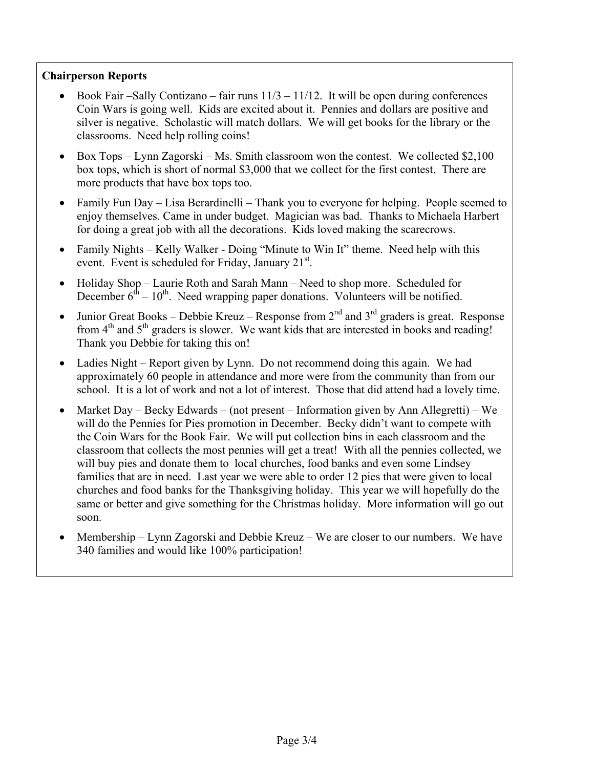**Chairperson Reports**

- Book Fair –Sally Contizano – fair runs 11/3 – 11/12. It will be open during conferences Coin Wars is going well. Kids are excited about it. Pennies and dollars are positive and silver is negative. Scholastic will match dollars. We will get books for the library or the classrooms. Need help rolling coins!
- Box Tops – Lynn Zagorski – Ms. Smith classroom won the contest. We collected $2,100 box tops, which is short of normal $3,000 that we collect for the first contest. There are more products that have box tops too.
- Family Fun Day – Lisa Berardinelli – Thank you to everyone for helping. People seemed to enjoy themselves. Came in under budget. Magician was bad. Thanks to Michaela Harbert for doing a great job with all the decorations. Kids loved making the scarecrows.
- Family Nights – Kelly Walker - Doing "Minute to Win It" theme. Need help with this event. Event is scheduled for Friday, January 21st.
- Holiday Shop – Laurie Roth and Sarah Mann – Need to shop more. Scheduled for December 6th – 10th. Need wrapping paper donations. Volunteers will be notified.
- Junior Great Books – Debbie Kreuz – Response from 2nd and 3rd graders is great. Response from 4th and 5th graders is slower. We want kids that are interested in books and reading! Thank you Debbie for taking this on!
- Ladies Night – Report given by Lynn. Do not recommend doing this again. We had approximately 60 people in attendance and more were from the community than from our school. It is a lot of work and not a lot of interest. Those that did attend had a lovely time.
- Market Day – Becky Edwards – (not present – Information given by Ann Allegretti) – We will do the Pennies for Pies promotion in December. Becky didn't want to compete with the Coin Wars for the Book Fair. We will put collection bins in each classroom and the classroom that collects the most pennies will get a treat! With all the pennies collected, we will buy pies and donate them to local churches, food banks and even some Lindsey families that are in need. Last year we were able to order 12 pies that were given to local churches and food banks for the Thanksgiving holiday. This year we will hopefully do the same or better and give something for the Christmas holiday. More information will go out soon.
- Membership – Lynn Zagorski and Debbie Kreuz – We are closer to our numbers. We have 340 families and would like 100% participation!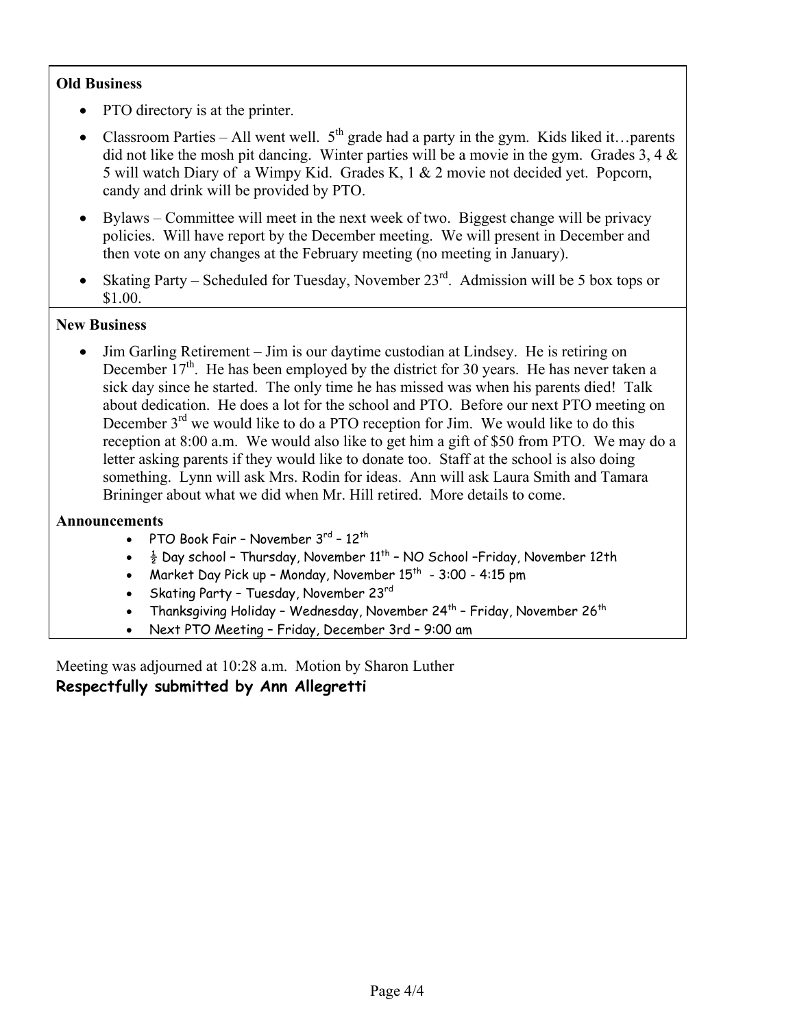**Old Business**

- PTO directory is at the printer.
- Classroom Parties – All went well. 5th grade had a party in the gym. Kids liked it…parents did not like the mosh pit dancing. Winter parties will be a movie in the gym. Grades 3, 4 & 5 will watch Diary of a Wimpy Kid. Grades K, 1 & 2 movie not decided yet. Popcorn, candy and drink will be provided by PTO.
- Bylaws – Committee will meet in the next week of two. Biggest change will be privacy policies. Will have report by the December meeting. We will present in December and then vote on any changes at the February meeting (no meeting in January).
- Skating Party – Scheduled for Tuesday, November 23rd. Admission will be 5 box tops or $1.00.

**New Business**

- Jim Garling Retirement – Jim is our daytime custodian at Lindsey. He is retiring on December 17th. He has been employed by the district for 30 years. He has never taken a sick day since he started. The only time he has missed was when his parents died! Talk about dedication. He does a lot for the school and PTO. Before our next PTO meeting on December 3rd we would like to do a PTO reception for Jim. We would like to do this reception at 8:00 a.m. We would also like to get him a gift of $50 from PTO. We may do a letter asking parents if they would like to donate too. Staff at the school is also doing something. Lynn will ask Mrs. Rodin for ideas. Ann will ask Laura Smith and Tamara Brininger about what we did when Mr. Hill retired. More details to come.

**Announcements**

- PTO Book Fair – November 3rd – 12th
- ½ Day school – Thursday, November 11th – NO School –Friday, November 12th
- Market Day Pick up – Monday, November 15th - 3:00 - 4:15 pm
- Skating Party – Tuesday, November 23rd
- Thanksgiving Holiday – Wednesday, November 24th – Friday, November 26th
- Next PTO Meeting – Friday, December 3rd – 9:00 am

Meeting was adjourned at 10:28 a.m. Motion by Sharon Luther

**Respectfully submitted by Ann Allegretti**